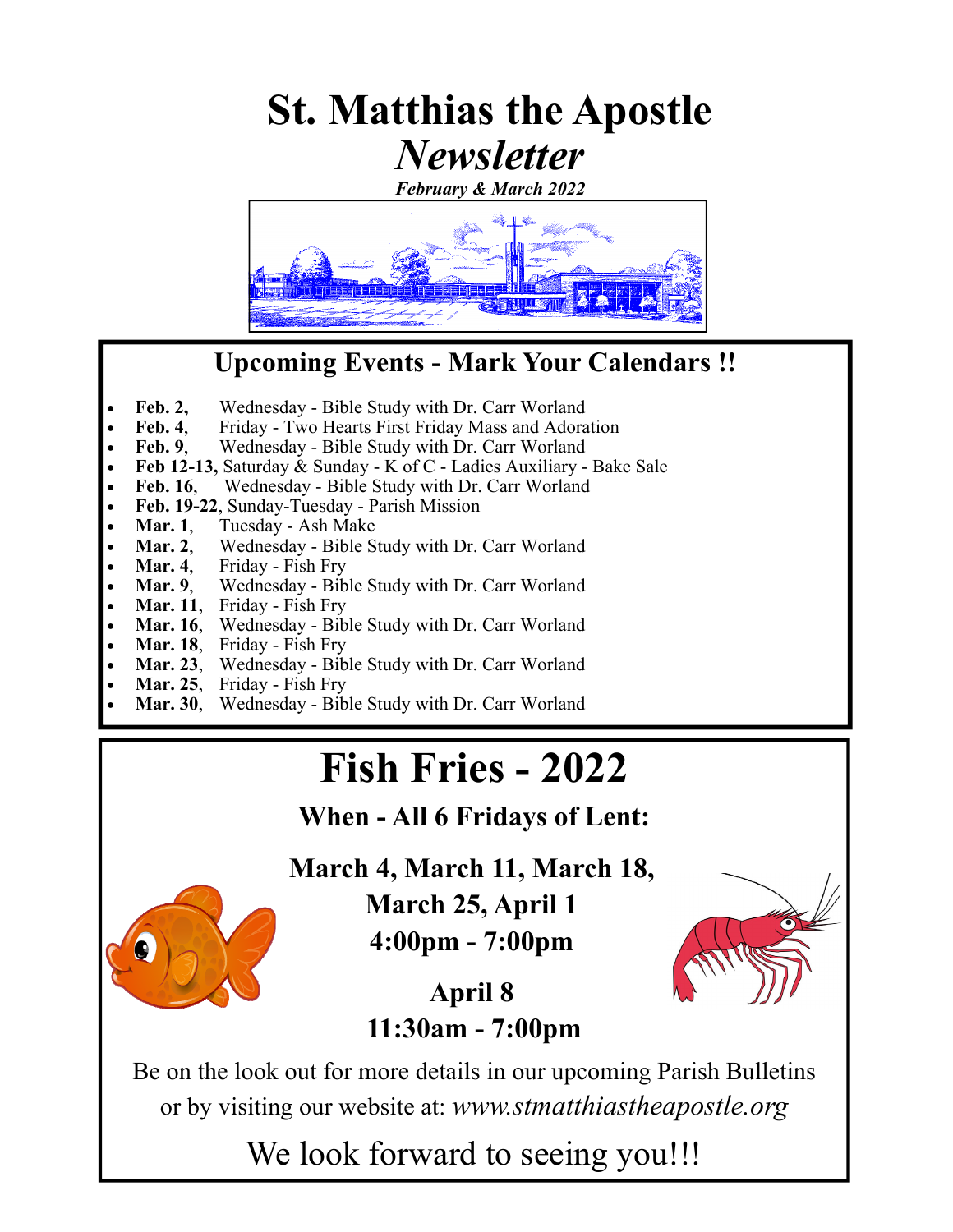# St. Matthias the Apostle

# *Newsletter*

***February & March 2022***

## Upcoming Events - Mark Your Calendars !!

- **Feb. 2,** Wednesday - Bible Study with Dr. Carr Worland
- **Feb. 4**, Friday - Two Hearts First Friday Mass and Adoration
- **Feb. 9**, Wednesday - Bible Study with Dr. Carr Worland
- **Feb 12-13,** Saturday & Sunday - K of C - Ladies Auxiliary - Bake Sale
- **Feb. 16**, Wednesday - Bible Study with Dr. Carr Worland
- **Feb. 19-22**, Sunday-Tuesday - Parish Mission
- **Mar. 1**, Tuesday - Ash Make
- **Mar. 2**, Wednesday - Bible Study with Dr. Carr Worland
- **Mar. 4**, Friday - Fish Fry
- **Mar. 9**, Wednesday - Bible Study with Dr. Carr Worland
- **Mar. 11**, Friday - Fish Fry
- **Mar. 16**, Wednesday - Bible Study with Dr. Carr Worland
- **Mar. 18**, Friday - Fish Fry
- **Mar. 23**, Wednesday - Bible Study with Dr. Carr Worland
- **Mar. 25**, Friday - Fish Fry
- **Mar. 30**, Wednesday - Bible Study with Dr. Carr Worland

# Fish Fries - 2022

**When - All 6 Fridays of Lent:**

**March 4, March 11, March 18,**
**March 25, April 1**
**4:00pm - 7:00pm**

**April 8**
**11:30am - 7:00pm**

Be on the look out for more details in our upcoming Parish Bulletins or by visiting our website at: *www.stmatthiastheapostle.org*

We look forward to seeing you!!!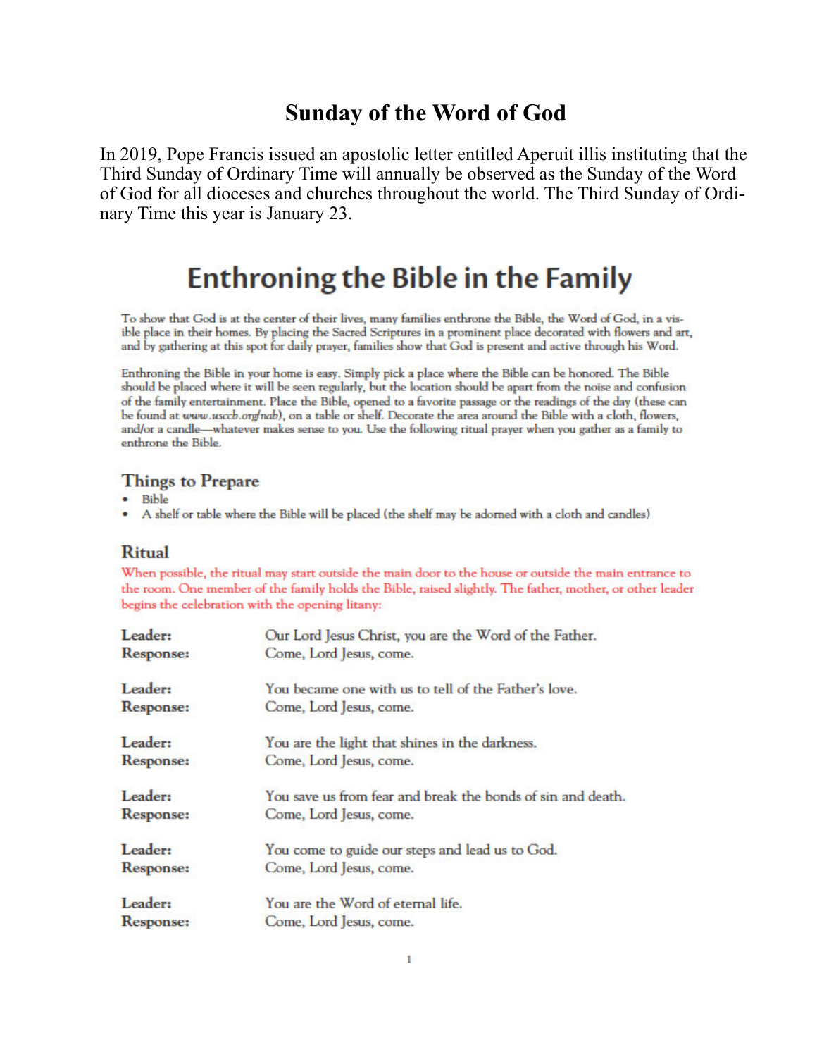# Sunday of the Word of God

In 2019, Pope Francis issued an apostolic letter entitled Aperuit illis instituting that the Third Sunday of Ordinary Time will annually be observed as the Sunday of the Word of God for all dioceses and churches throughout the world. The Third Sunday of Ordinary Time this year is January 23.

# Enthroning the Bible in the Family

To show that God is at the center of their lives, many families enthrone the Bible, the Word of God, in a visible place in their homes. By placing the Sacred Scriptures in a prominent place decorated with flowers and art, and by gathering at this spot for daily prayer, families show that God is present and active through his Word.

Enthroning the Bible in your home is easy. Simply pick a place where the Bible can be honored. The Bible should be placed where it will be seen regularly, but the location should be apart from the noise and confusion of the family entertainment. Place the Bible, opened to a favorite passage or the readings of the day (these can be found at *www.usccb.org/nab*), on a table or shelf. Decorate the area around the Bible with a cloth, flowers, and/or a candle—whatever makes sense to you. Use the following ritual prayer when you gather as a family to enthrone the Bible.

## Things to Prepare

- Bible
- A shelf or table where the Bible will be placed (the shelf may be adorned with a cloth and candles)

## Ritual

When possible, the ritual may start outside the main door to the house or outside the main entrance to the room. One member of the family holds the Bible, raised slightly. The father, mother, or other leader begins the celebration with the opening litany:

**Leader:** Our Lord Jesus Christ, you are the Word of the Father.
**Response:** Come, Lord Jesus, come.

**Leader:** You became one with us to tell of the Father's love.
**Response:** Come, Lord Jesus, come.

**Leader:** You are the light that shines in the darkness.
**Response:** Come, Lord Jesus, come.

**Leader:** You save us from fear and break the bonds of sin and death.
**Response:** Come, Lord Jesus, come.

**Leader:** You come to guide our steps and lead us to God.
**Response:** Come, Lord Jesus, come.

**Leader:** You are the Word of eternal life.
**Response:** Come, Lord Jesus, come.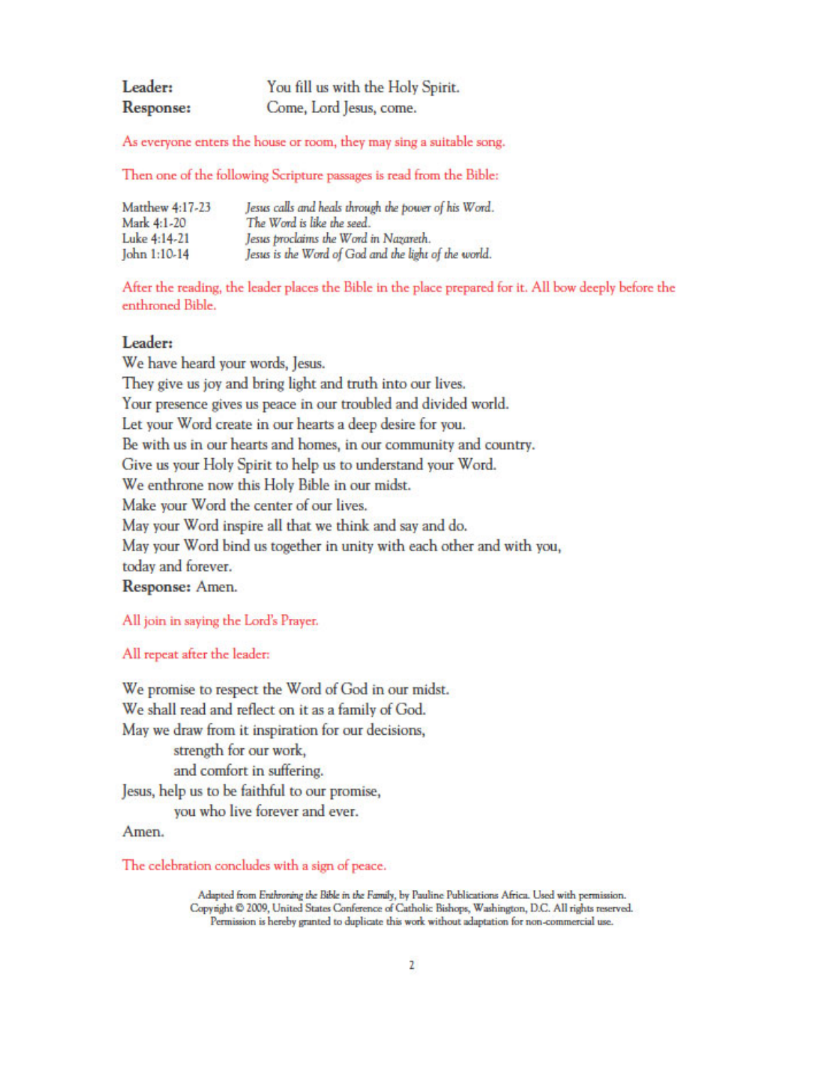**Leader:** You fill us with the Holy Spirit.
**Response:** Come, Lord Jesus, come.

As everyone enters the house or room, they may sing a suitable song.

Then one of the following Scripture passages is read from the Bible:

| | |
|---|---|
| Matthew 4:17-23 | *Jesus calls and heals through the power of his Word.* |
| Mark 4:1-20 | *The Word is like the seed.* |
| Luke 4:14-21 | *Jesus proclaims the Word in Nazareth.* |
| John 1:10-14 | *Jesus is the Word of God and the light of the world.* |

After the reading, the leader places the Bible in the place prepared for it. All bow deeply before the enthroned Bible.

**Leader:**
We have heard your words, Jesus.
They give us joy and bring light and truth into our lives.
Your presence gives us peace in our troubled and divided world.
Let your Word create in our hearts a deep desire for you.
Be with us in our hearts and homes, in our community and country.
Give us your Holy Spirit to help us to understand your Word.
We enthrone now this Holy Bible in our midst.
Make your Word the center of our lives.
May your Word inspire all that we think and say and do.
May your Word bind us together in unity with each other and with you,
today and forever.
**Response:** Amen.

All join in saying the Lord's Prayer.

All repeat after the leader:

We promise to respect the Word of God in our midst.
We shall read and reflect on it as a family of God.
May we draw from it inspiration for our decisions,
strength for our work,
and comfort in suffering.
Jesus, help us to be faithful to our promise,
you who live forever and ever.
Amen.

The celebration concludes with a sign of peace.

Adapted from *Enthroning the Bible in the Family*, by Pauline Publications Africa. Used with permission.
Copyright © 2009, United States Conference of Catholic Bishops, Washington, D.C. All rights reserved.
Permission is hereby granted to duplicate this work without adaptation for non-commercial use.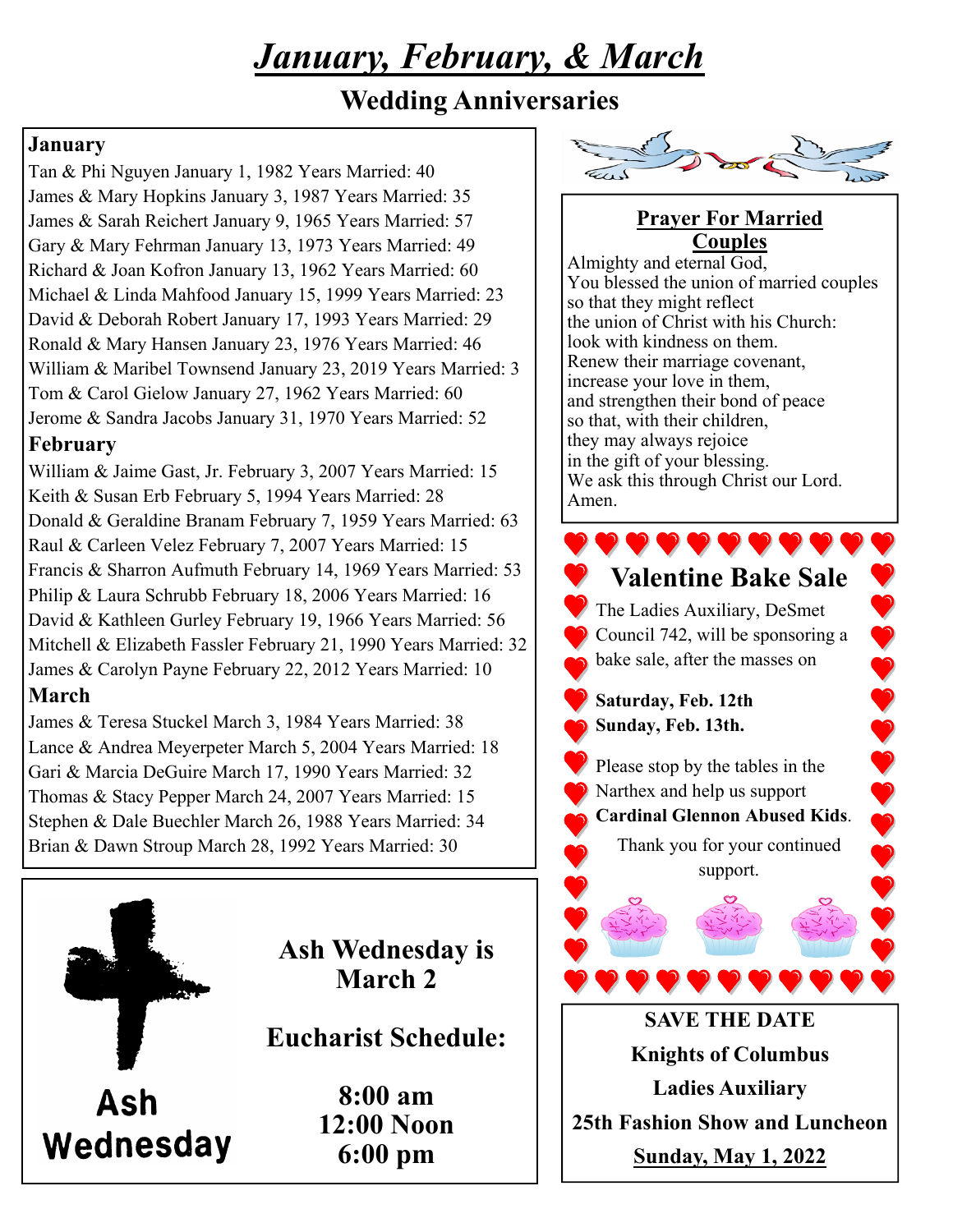# *January, February, & March*

## Wedding Anniversaries

### January

Tan & Phi Nguyen January 1, 1982 Years Married: 40
James & Mary Hopkins January 3, 1987 Years Married: 35
James & Sarah Reichert January 9, 1965 Years Married: 57
Gary & Mary Fehrman January 13, 1973 Years Married: 49
Richard & Joan Kofron January 13, 1962 Years Married: 60
Michael & Linda Mahfood January 15, 1999 Years Married: 23
David & Deborah Robert January 17, 1993 Years Married: 29
Ronald & Mary Hansen January 23, 1976 Years Married: 46
William & Maribel Townsend January 23, 2019 Years Married: 3
Tom & Carol Gielow January 27, 1962 Years Married: 60
Jerome & Sandra Jacobs January 31, 1970 Years Married: 52

### February

William & Jaime Gast, Jr. February 3, 2007 Years Married: 15
Keith & Susan Erb February 5, 1994 Years Married: 28
Donald & Geraldine Branam February 7, 1959 Years Married: 63
Raul & Carleen Velez February 7, 2007 Years Married: 15
Francis & Sharron Aufmuth February 14, 1969 Years Married: 53
Philip & Laura Schrubb February 18, 2006 Years Married: 16
David & Kathleen Gurley February 19, 1966 Years Married: 56
Mitchell & Elizabeth Fassler February 21, 1990 Years Married: 32
James & Carolyn Payne February 22, 2012 Years Married: 10

### March

James & Teresa Stuckel March 3, 1984 Years Married: 38
Lance & Andrea Meyerpeter March 5, 2004 Years Married: 18
Gari & Marcia DeGuire March 17, 1990 Years Married: 32
Thomas & Stacy Pepper March 24, 2007 Years Married: 15
Stephen & Dale Buechler March 26, 1988 Years Married: 34
Brian & Dawn Stroup March 28, 1992 Years Married: 30

### Prayer For Married Couples

Almighty and eternal God,
You blessed the union of married couples
so that they might reflect
the union of Christ with his Church:
look with kindness on them.
Renew their marriage covenant,
increase your love in them,
and strengthen their bond of peace
so that, with their children,
they may always rejoice
in the gift of your blessing.
We ask this through Christ our Lord.
Amen.

## Valentine Bake Sale

The Ladies Auxiliary, DeSmet Council 742, will be sponsoring a bake sale, after the masses on

**Saturday, Feb. 12th**
**Sunday, Feb. 13th.**

Please stop by the tables in the Narthex and help us support **Cardinal Glennon Abused Kids**.

Thank you for your continued support.

## Ash Wednesday

**Ash Wednesday is March 2**

**Eucharist Schedule:**

**8:00 am**
**12:00 Noon**
**6:00 pm**

**SAVE THE DATE**
**Knights of Columbus**
**Ladies Auxiliary**
**25th Fashion Show and Luncheon**
**Sunday, May 1, 2022**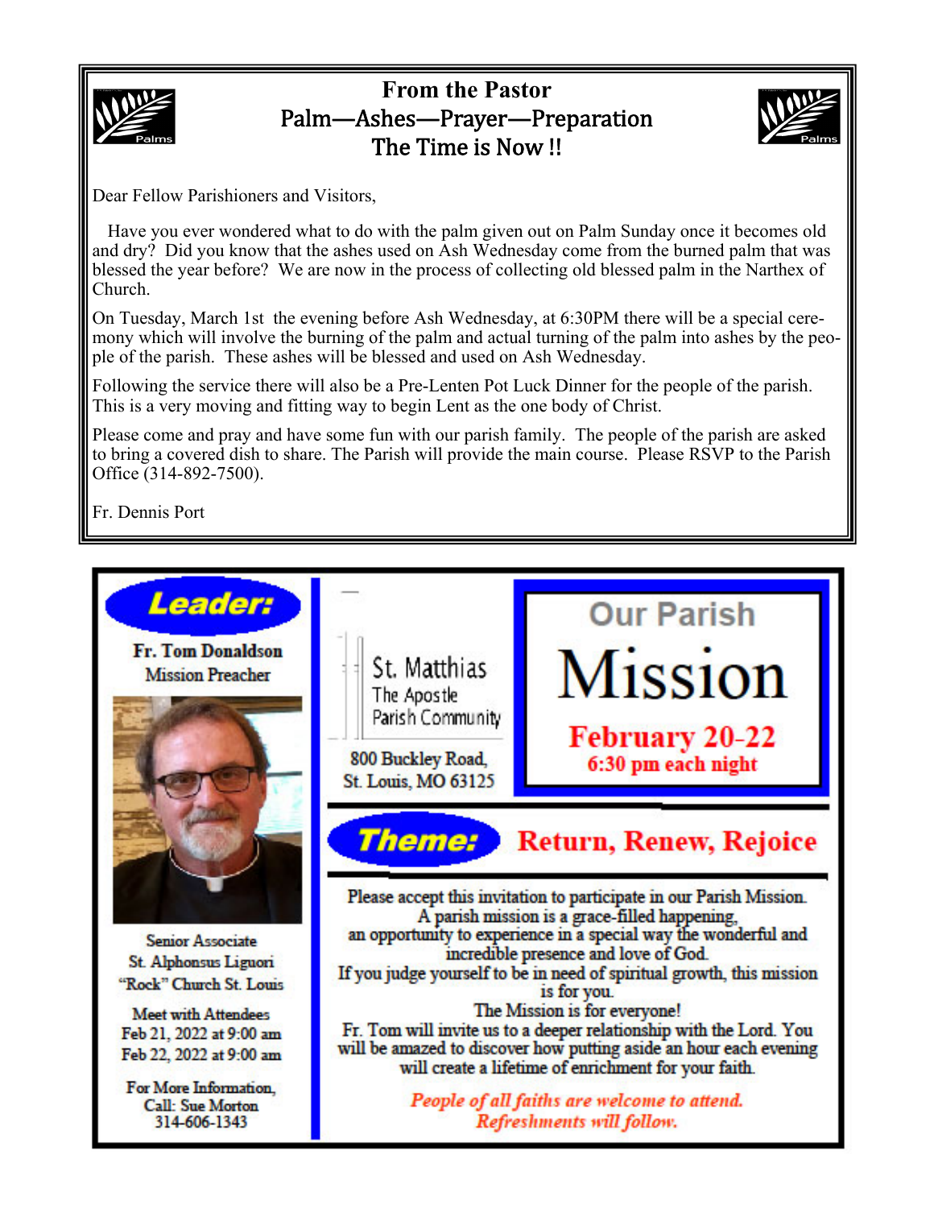## From the Pastor

## Palm—Ashes—Prayer—Preparation

## The Time is Now !!

Dear Fellow Parishioners and Visitors,

Have you ever wondered what to do with the palm given out on Palm Sunday once it becomes old and dry? Did you know that the ashes used on Ash Wednesday come from the burned palm that was blessed the year before? We are now in the process of collecting old blessed palm in the Narthex of Church.

On Tuesday, March 1st the evening before Ash Wednesday, at 6:30PM there will be a special ceremony which will involve the burning of the palm and actual turning of the palm into ashes by the people of the parish. These ashes will be blessed and used on Ash Wednesday.

Following the service there will also be a Pre-Lenten Pot Luck Dinner for the people of the parish. This is a very moving and fitting way to begin Lent as the one body of Christ.

Please come and pray and have some fun with our parish family. The people of the parish are asked to bring a covered dish to share. The Parish will provide the main course. Please RSVP to the Parish Office (314-892-7500).

Fr. Dennis Port

---

**Leader:**

**Fr. Tom Donaldson**
Mission Preacher

Senior Associate
St. Alphonsus Liguori
"Rock" Church St. Louis

Meet with Attendees
Feb 21, 2022 at 9:00 am
Feb 22, 2022 at 9:00 am

For More Information,
Call: Sue Morton
314-606-1343

St. Matthias The Apostle Parish Community

800 Buckley Road,
St. Louis, MO 63125

# Our Parish Mission

**February 20-22**
**6:30 pm each night**

**Theme:** **Return, Renew, Rejoice**

Please accept this invitation to participate in our Parish Mission.
A parish mission is a grace-filled happening,
an opportunity to experience in a special way the wonderful and incredible presence and love of God.
If you judge yourself to be in need of spiritual growth, this mission is for you.
The Mission is for everyone!
Fr. Tom will invite us to a deeper relationship with the Lord. You will be amazed to discover how putting aside an hour each evening will create a lifetime of enrichment for your faith.

*People of all faiths are welcome to attend.*
*Refreshments will follow.*